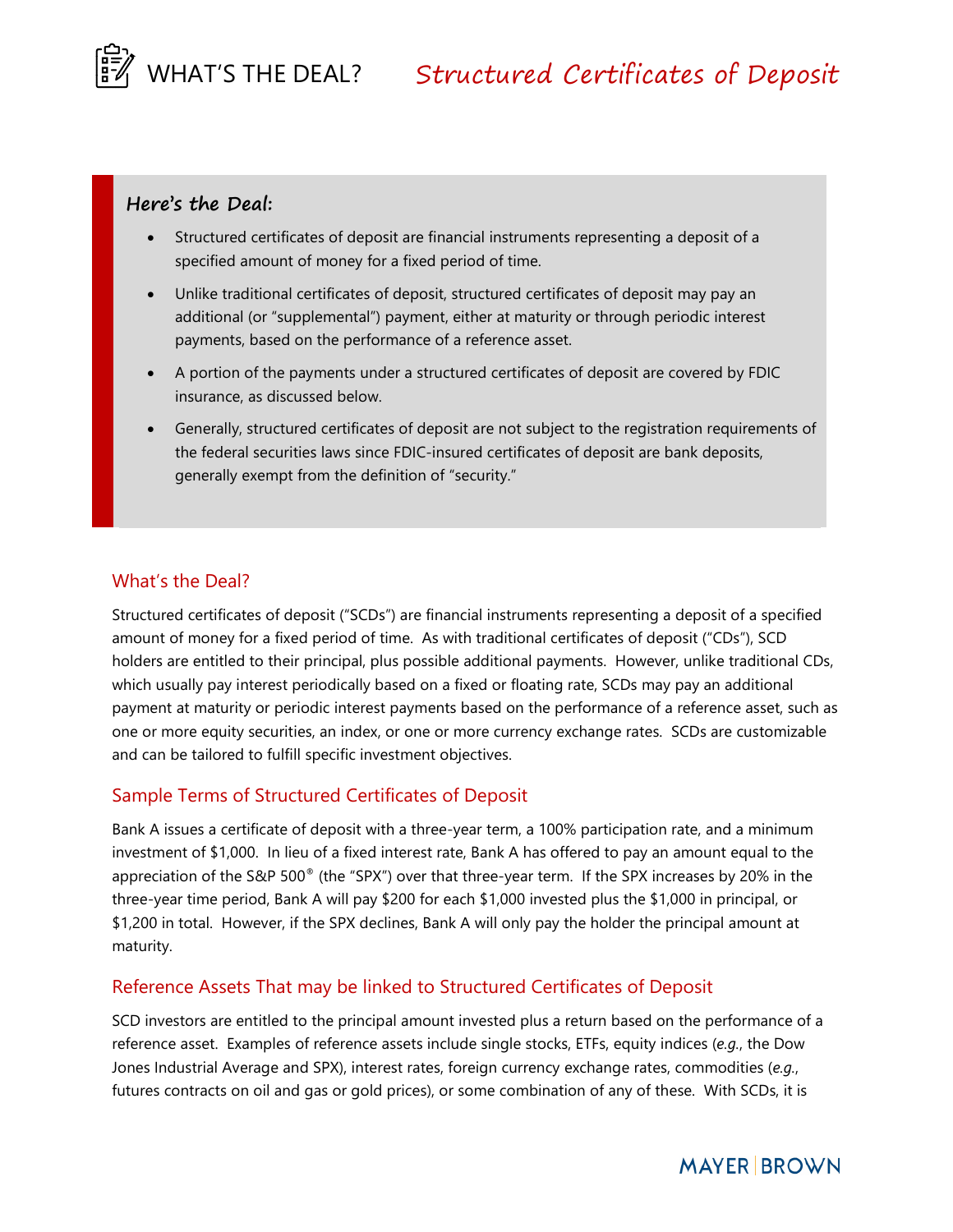# WHAT'S THE DEAL? *Structured Certificates of Deposit*

**Here's the Deal:**

- Structured certificates of deposit are financial instruments representing a deposit of a specified amount of money for a fixed period of time.
- Unlike traditional certificates of deposit, structured certificates of deposit may pay an additional (or "supplemental") payment, either at maturity or through periodic interest payments, based on the performance of a reference asset.
- A portion of the payments under a structured certificates of deposit are covered by FDIC insurance, as discussed below.
- Generally, structured certificates of deposit are not subject to the registration requirements of the federal securities laws since FDIC-insured certificates of deposit are bank deposits, generally exempt from the definition of "security."

## What's the Deal?

Structured certificates of deposit ("SCDs") are financial instruments representing a deposit of a specified amount of money for a fixed period of time. As with traditional certificates of deposit ("CDs"), SCD holders are entitled to their principal, plus possible additional payments. However, unlike traditional CDs, which usually pay interest periodically based on a fixed or floating rate, SCDs may pay an additional payment at maturity or periodic interest payments based on the performance of a reference asset, such as one or more equity securities, an index, or one or more currency exchange rates. SCDs are customizable and can be tailored to fulfill specific investment objectives.

## Sample Terms of Structured Certificates of Deposit

Bank A issues a certificate of deposit with a three-year term, a 100% participation rate, and a minimum investment of $1,000. In lieu of a fixed interest rate, Bank A has offered to pay an amount equal to the appreciation of the S&P 500® (the "SPX") over that three-year term. If the SPX increases by 20% in the three-year time period, Bank A will pay $200 for each $1,000 invested plus the $1,000 in principal, or $1,200 in total. However, if the SPX declines, Bank A will only pay the holder the principal amount at maturity.

## Reference Assets That may be linked to Structured Certificates of Deposit

SCD investors are entitled to the principal amount invested plus a return based on the performance of a reference asset. Examples of reference assets include single stocks, ETFs, equity indices (*e.g.*, the Dow Jones Industrial Average and SPX), interest rates, foreign currency exchange rates, commodities (*e.g.*, futures contracts on oil and gas or gold prices), or some combination of any of these. With SCDs, it is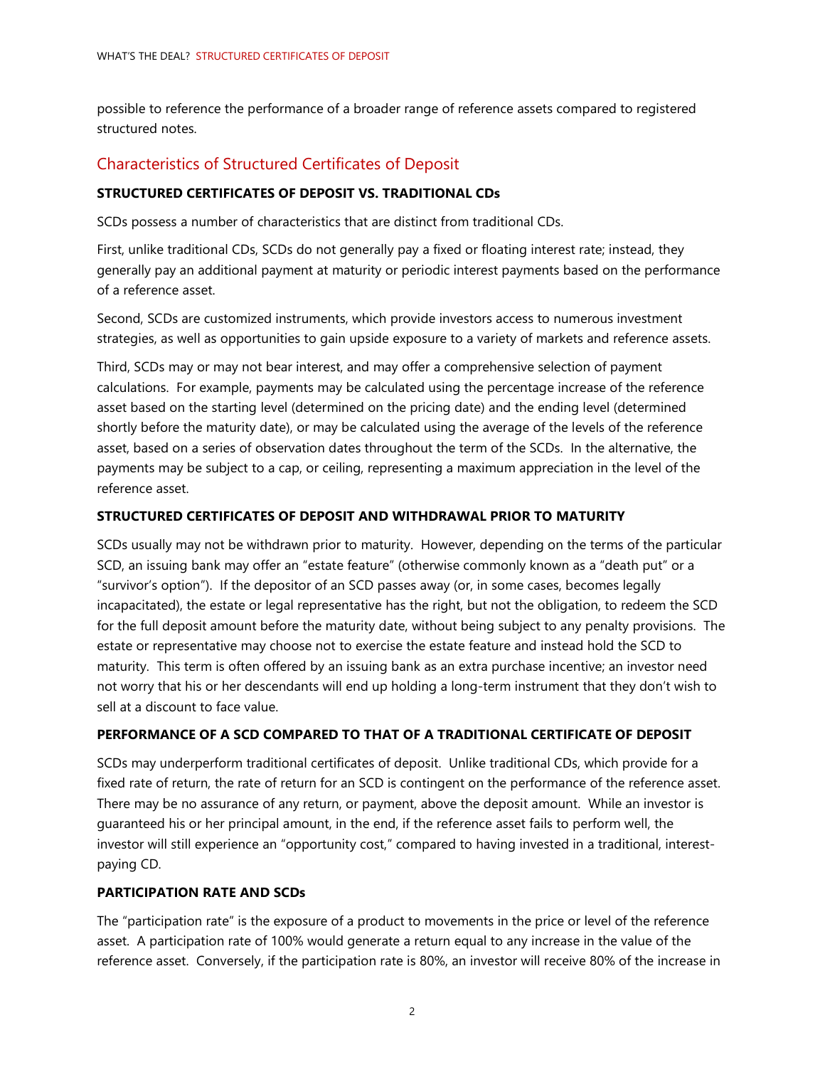possible to reference the performance of a broader range of reference assets compared to registered structured notes.

## Characteristics of Structured Certificates of Deposit

**STRUCTURED CERTIFICATES OF DEPOSIT VS. TRADITIONAL CDs**

SCDs possess a number of characteristics that are distinct from traditional CDs.

First, unlike traditional CDs, SCDs do not generally pay a fixed or floating interest rate; instead, they generally pay an additional payment at maturity or periodic interest payments based on the performance of a reference asset.

Second, SCDs are customized instruments, which provide investors access to numerous investment strategies, as well as opportunities to gain upside exposure to a variety of markets and reference assets.

Third, SCDs may or may not bear interest, and may offer a comprehensive selection of payment calculations. For example, payments may be calculated using the percentage increase of the reference asset based on the starting level (determined on the pricing date) and the ending level (determined shortly before the maturity date), or may be calculated using the average of the levels of the reference asset, based on a series of observation dates throughout the term of the SCDs. In the alternative, the payments may be subject to a cap, or ceiling, representing a maximum appreciation in the level of the reference asset.

**STRUCTURED CERTIFICATES OF DEPOSIT AND WITHDRAWAL PRIOR TO MATURITY**

SCDs usually may not be withdrawn prior to maturity. However, depending on the terms of the particular SCD, an issuing bank may offer an "estate feature" (otherwise commonly known as a "death put" or a "survivor's option"). If the depositor of an SCD passes away (or, in some cases, becomes legally incapacitated), the estate or legal representative has the right, but not the obligation, to redeem the SCD for the full deposit amount before the maturity date, without being subject to any penalty provisions. The estate or representative may choose not to exercise the estate feature and instead hold the SCD to maturity. This term is often offered by an issuing bank as an extra purchase incentive; an investor need not worry that his or her descendants will end up holding a long-term instrument that they don't wish to sell at a discount to face value.

**PERFORMANCE OF A SCD COMPARED TO THAT OF A TRADITIONAL CERTIFICATE OF DEPOSIT**

SCDs may underperform traditional certificates of deposit. Unlike traditional CDs, which provide for a fixed rate of return, the rate of return for an SCD is contingent on the performance of the reference asset. There may be no assurance of any return, or payment, above the deposit amount. While an investor is guaranteed his or her principal amount, in the end, if the reference asset fails to perform well, the investor will still experience an "opportunity cost," compared to having invested in a traditional, interest-paying CD.

**PARTICIPATION RATE AND SCDs**

The "participation rate" is the exposure of a product to movements in the price or level of the reference asset. A participation rate of 100% would generate a return equal to any increase in the value of the reference asset. Conversely, if the participation rate is 80%, an investor will receive 80% of the increase in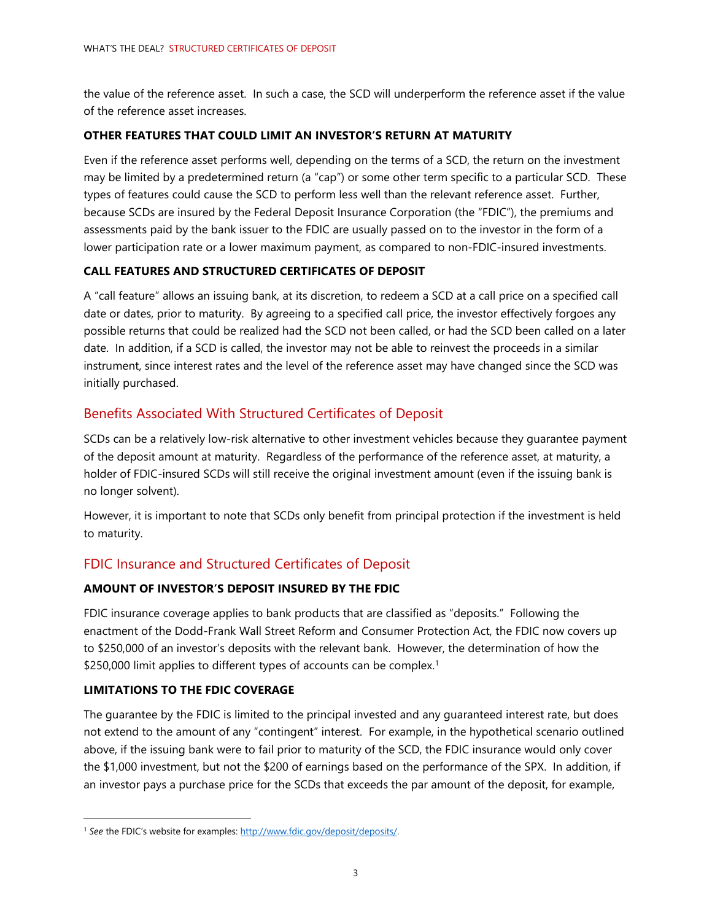the value of the reference asset. In such a case, the SCD will underperform the reference asset if the value of the reference asset increases.

**OTHER FEATURES THAT COULD LIMIT AN INVESTOR'S RETURN AT MATURITY**

Even if the reference asset performs well, depending on the terms of a SCD, the return on the investment may be limited by a predetermined return (a "cap") or some other term specific to a particular SCD. These types of features could cause the SCD to perform less well than the relevant reference asset. Further, because SCDs are insured by the Federal Deposit Insurance Corporation (the "FDIC"), the premiums and assessments paid by the bank issuer to the FDIC are usually passed on to the investor in the form of a lower participation rate or a lower maximum payment, as compared to non-FDIC-insured investments.

**CALL FEATURES AND STRUCTURED CERTIFICATES OF DEPOSIT**

A "call feature" allows an issuing bank, at its discretion, to redeem a SCD at a call price on a specified call date or dates, prior to maturity. By agreeing to a specified call price, the investor effectively forgoes any possible returns that could be realized had the SCD not been called, or had the SCD been called on a later date. In addition, if a SCD is called, the investor may not be able to reinvest the proceeds in a similar instrument, since interest rates and the level of the reference asset may have changed since the SCD was initially purchased.

## Benefits Associated With Structured Certificates of Deposit

SCDs can be a relatively low-risk alternative to other investment vehicles because they guarantee payment of the deposit amount at maturity. Regardless of the performance of the reference asset, at maturity, a holder of FDIC-insured SCDs will still receive the original investment amount (even if the issuing bank is no longer solvent).

However, it is important to note that SCDs only benefit from principal protection if the investment is held to maturity.

## FDIC Insurance and Structured Certificates of Deposit

**AMOUNT OF INVESTOR'S DEPOSIT INSURED BY THE FDIC**

FDIC insurance coverage applies to bank products that are classified as "deposits." Following the enactment of the Dodd-Frank Wall Street Reform and Consumer Protection Act, the FDIC now covers up to $250,000 of an investor's deposits with the relevant bank. However, the determination of how the $250,000 limit applies to different types of accounts can be complex.[1]

**LIMITATIONS TO THE FDIC COVERAGE**

The guarantee by the FDIC is limited to the principal invested and any guaranteed interest rate, but does not extend to the amount of any "contingent" interest. For example, in the hypothetical scenario outlined above, if the issuing bank were to fail prior to maturity of the SCD, the FDIC insurance would only cover the $1,000 investment, but not the $200 of earnings based on the performance of the SPX. In addition, if an investor pays a purchase price for the SCDs that exceeds the par amount of the deposit, for example,

[1] *See* the FDIC's website for examples: http://www.fdic.gov/deposit/deposits/.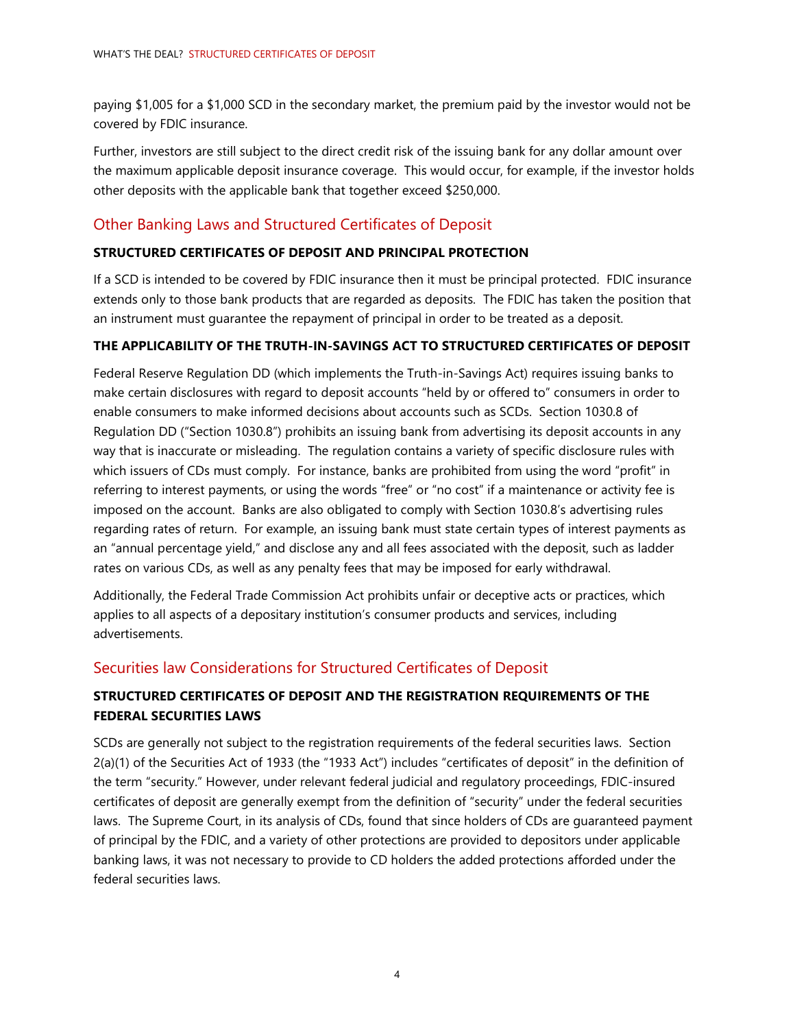paying $1,005 for a $1,000 SCD in the secondary market, the premium paid by the investor would not be covered by FDIC insurance.

Further, investors are still subject to the direct credit risk of the issuing bank for any dollar amount over the maximum applicable deposit insurance coverage. This would occur, for example, if the investor holds other deposits with the applicable bank that together exceed $250,000.

## Other Banking Laws and Structured Certificates of Deposit

### STRUCTURED CERTIFICATES OF DEPOSIT AND PRINCIPAL PROTECTION

If a SCD is intended to be covered by FDIC insurance then it must be principal protected. FDIC insurance extends only to those bank products that are regarded as deposits. The FDIC has taken the position that an instrument must guarantee the repayment of principal in order to be treated as a deposit.

### THE APPLICABILITY OF THE TRUTH-IN-SAVINGS ACT TO STRUCTURED CERTIFICATES OF DEPOSIT

Federal Reserve Regulation DD (which implements the Truth-in-Savings Act) requires issuing banks to make certain disclosures with regard to deposit accounts "held by or offered to" consumers in order to enable consumers to make informed decisions about accounts such as SCDs. Section 1030.8 of Regulation DD ("Section 1030.8") prohibits an issuing bank from advertising its deposit accounts in any way that is inaccurate or misleading. The regulation contains a variety of specific disclosure rules with which issuers of CDs must comply. For instance, banks are prohibited from using the word "profit" in referring to interest payments, or using the words "free" or "no cost" if a maintenance or activity fee is imposed on the account. Banks are also obligated to comply with Section 1030.8's advertising rules regarding rates of return. For example, an issuing bank must state certain types of interest payments as an "annual percentage yield," and disclose any and all fees associated with the deposit, such as ladder rates on various CDs, as well as any penalty fees that may be imposed for early withdrawal.

Additionally, the Federal Trade Commission Act prohibits unfair or deceptive acts or practices, which applies to all aspects of a depositary institution's consumer products and services, including advertisements.

## Securities law Considerations for Structured Certificates of Deposit

### STRUCTURED CERTIFICATES OF DEPOSIT AND THE REGISTRATION REQUIREMENTS OF THE FEDERAL SECURITIES LAWS

SCDs are generally not subject to the registration requirements of the federal securities laws. Section 2(a)(1) of the Securities Act of 1933 (the "1933 Act") includes "certificates of deposit" in the definition of the term "security." However, under relevant federal judicial and regulatory proceedings, FDIC-insured certificates of deposit are generally exempt from the definition of "security" under the federal securities laws. The Supreme Court, in its analysis of CDs, found that since holders of CDs are guaranteed payment of principal by the FDIC, and a variety of other protections are provided to depositors under applicable banking laws, it was not necessary to provide to CD holders the added protections afforded under the federal securities laws.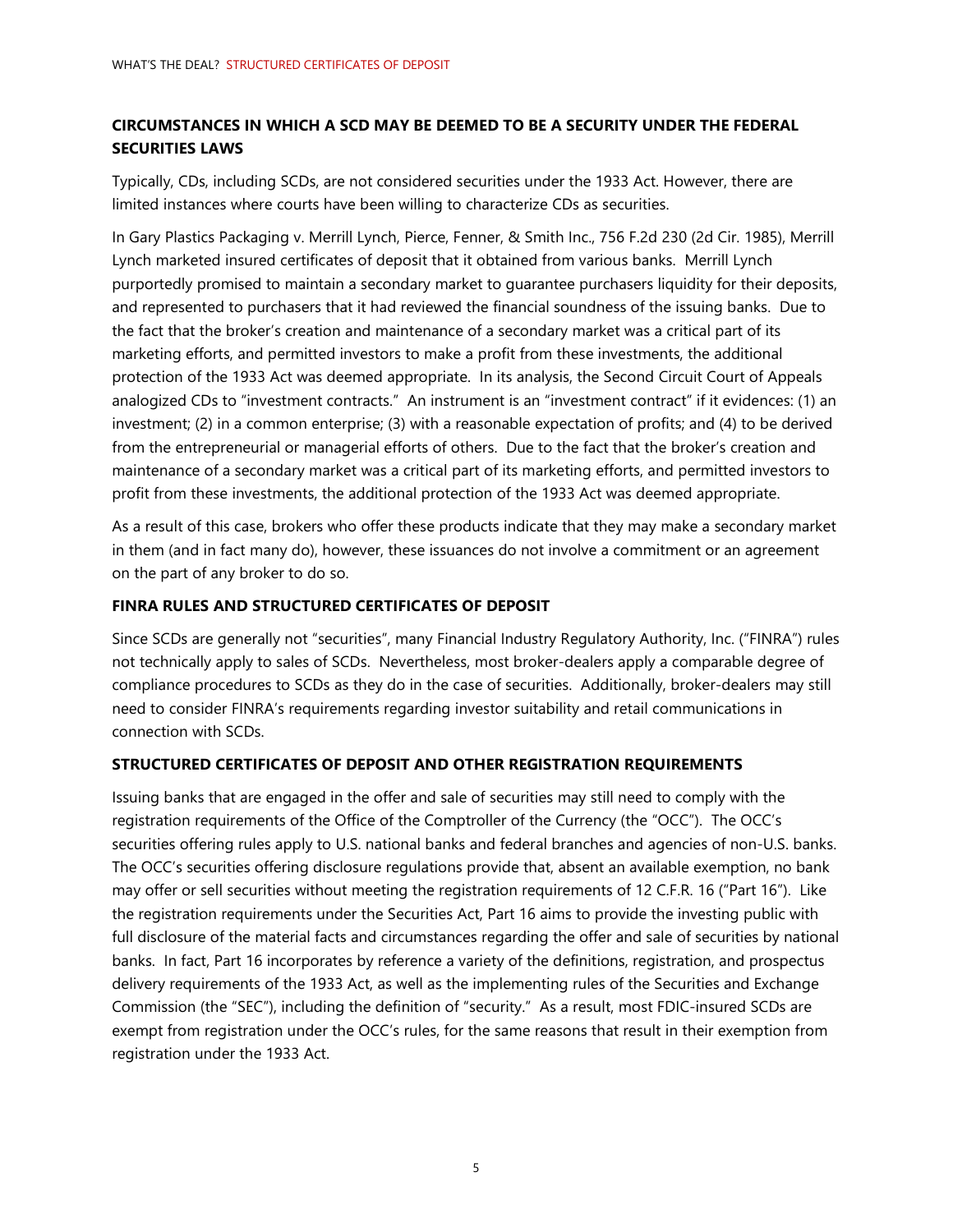## CIRCUMSTANCES IN WHICH A SCD MAY BE DEEMED TO BE A SECURITY UNDER THE FEDERAL SECURITIES LAWS

Typically, CDs, including SCDs, are not considered securities under the 1933 Act. However, there are limited instances where courts have been willing to characterize CDs as securities.

In Gary Plastics Packaging v. Merrill Lynch, Pierce, Fenner, & Smith Inc., 756 F.2d 230 (2d Cir. 1985), Merrill Lynch marketed insured certificates of deposit that it obtained from various banks. Merrill Lynch purportedly promised to maintain a secondary market to guarantee purchasers liquidity for their deposits, and represented to purchasers that it had reviewed the financial soundness of the issuing banks. Due to the fact that the broker's creation and maintenance of a secondary market was a critical part of its marketing efforts, and permitted investors to make a profit from these investments, the additional protection of the 1933 Act was deemed appropriate. In its analysis, the Second Circuit Court of Appeals analogized CDs to "investment contracts." An instrument is an "investment contract" if it evidences: (1) an investment; (2) in a common enterprise; (3) with a reasonable expectation of profits; and (4) to be derived from the entrepreneurial or managerial efforts of others. Due to the fact that the broker's creation and maintenance of a secondary market was a critical part of its marketing efforts, and permitted investors to profit from these investments, the additional protection of the 1933 Act was deemed appropriate.

As a result of this case, brokers who offer these products indicate that they may make a secondary market in them (and in fact many do), however, these issuances do not involve a commitment or an agreement on the part of any broker to do so.

## FINRA RULES AND STRUCTURED CERTIFICATES OF DEPOSIT

Since SCDs are generally not "securities", many Financial Industry Regulatory Authority, Inc. ("FINRA") rules not technically apply to sales of SCDs. Nevertheless, most broker-dealers apply a comparable degree of compliance procedures to SCDs as they do in the case of securities. Additionally, broker-dealers may still need to consider FINRA's requirements regarding investor suitability and retail communications in connection with SCDs.

## STRUCTURED CERTIFICATES OF DEPOSIT AND OTHER REGISTRATION REQUIREMENTS

Issuing banks that are engaged in the offer and sale of securities may still need to comply with the registration requirements of the Office of the Comptroller of the Currency (the "OCC"). The OCC's securities offering rules apply to U.S. national banks and federal branches and agencies of non-U.S. banks. The OCC's securities offering disclosure regulations provide that, absent an available exemption, no bank may offer or sell securities without meeting the registration requirements of 12 C.F.R. 16 ("Part 16"). Like the registration requirements under the Securities Act, Part 16 aims to provide the investing public with full disclosure of the material facts and circumstances regarding the offer and sale of securities by national banks. In fact, Part 16 incorporates by reference a variety of the definitions, registration, and prospectus delivery requirements of the 1933 Act, as well as the implementing rules of the Securities and Exchange Commission (the "SEC"), including the definition of "security." As a result, most FDIC-insured SCDs are exempt from registration under the OCC's rules, for the same reasons that result in their exemption from registration under the 1933 Act.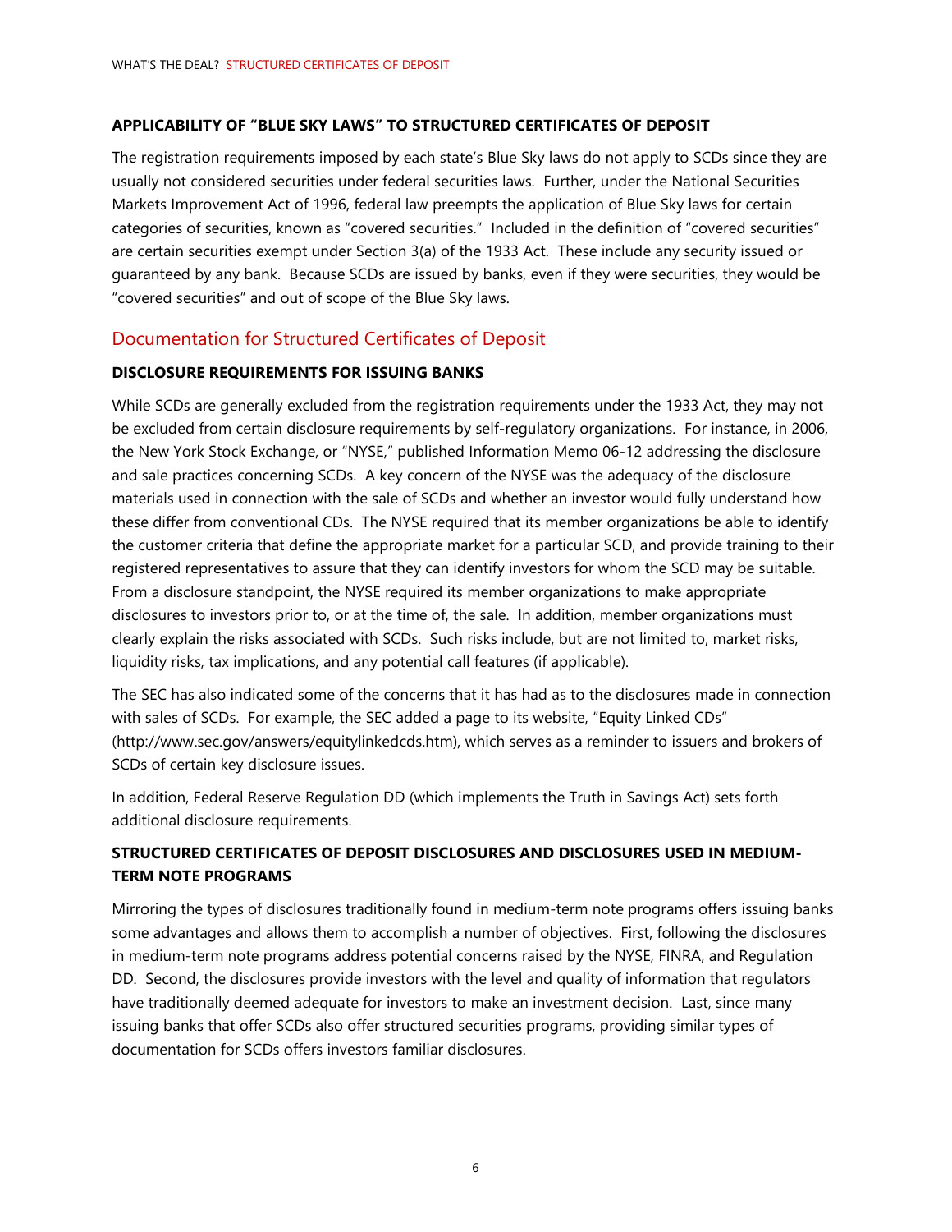### APPLICABILITY OF "BLUE SKY LAWS" TO STRUCTURED CERTIFICATES OF DEPOSIT

The registration requirements imposed by each state's Blue Sky laws do not apply to SCDs since they are usually not considered securities under federal securities laws. Further, under the National Securities Markets Improvement Act of 1996, federal law preempts the application of Blue Sky laws for certain categories of securities, known as "covered securities." Included in the definition of "covered securities" are certain securities exempt under Section 3(a) of the 1933 Act. These include any security issued or guaranteed by any bank. Because SCDs are issued by banks, even if they were securities, they would be "covered securities" and out of scope of the Blue Sky laws.

## Documentation for Structured Certificates of Deposit

### DISCLOSURE REQUIREMENTS FOR ISSUING BANKS

While SCDs are generally excluded from the registration requirements under the 1933 Act, they may not be excluded from certain disclosure requirements by self-regulatory organizations. For instance, in 2006, the New York Stock Exchange, or "NYSE," published Information Memo 06-12 addressing the disclosure and sale practices concerning SCDs. A key concern of the NYSE was the adequacy of the disclosure materials used in connection with the sale of SCDs and whether an investor would fully understand how these differ from conventional CDs. The NYSE required that its member organizations be able to identify the customer criteria that define the appropriate market for a particular SCD, and provide training to their registered representatives to assure that they can identify investors for whom the SCD may be suitable. From a disclosure standpoint, the NYSE required its member organizations to make appropriate disclosures to investors prior to, or at the time of, the sale. In addition, member organizations must clearly explain the risks associated with SCDs. Such risks include, but are not limited to, market risks, liquidity risks, tax implications, and any potential call features (if applicable).

The SEC has also indicated some of the concerns that it has had as to the disclosures made in connection with sales of SCDs. For example, the SEC added a page to its website, "Equity Linked CDs" (http://www.sec.gov/answers/equitylinkedcds.htm), which serves as a reminder to issuers and brokers of SCDs of certain key disclosure issues.

In addition, Federal Reserve Regulation DD (which implements the Truth in Savings Act) sets forth additional disclosure requirements.

### STRUCTURED CERTIFICATES OF DEPOSIT DISCLOSURES AND DISCLOSURES USED IN MEDIUM-TERM NOTE PROGRAMS

Mirroring the types of disclosures traditionally found in medium-term note programs offers issuing banks some advantages and allows them to accomplish a number of objectives. First, following the disclosures in medium-term note programs address potential concerns raised by the NYSE, FINRA, and Regulation DD. Second, the disclosures provide investors with the level and quality of information that regulators have traditionally deemed adequate for investors to make an investment decision. Last, since many issuing banks that offer SCDs also offer structured securities programs, providing similar types of documentation for SCDs offers investors familiar disclosures.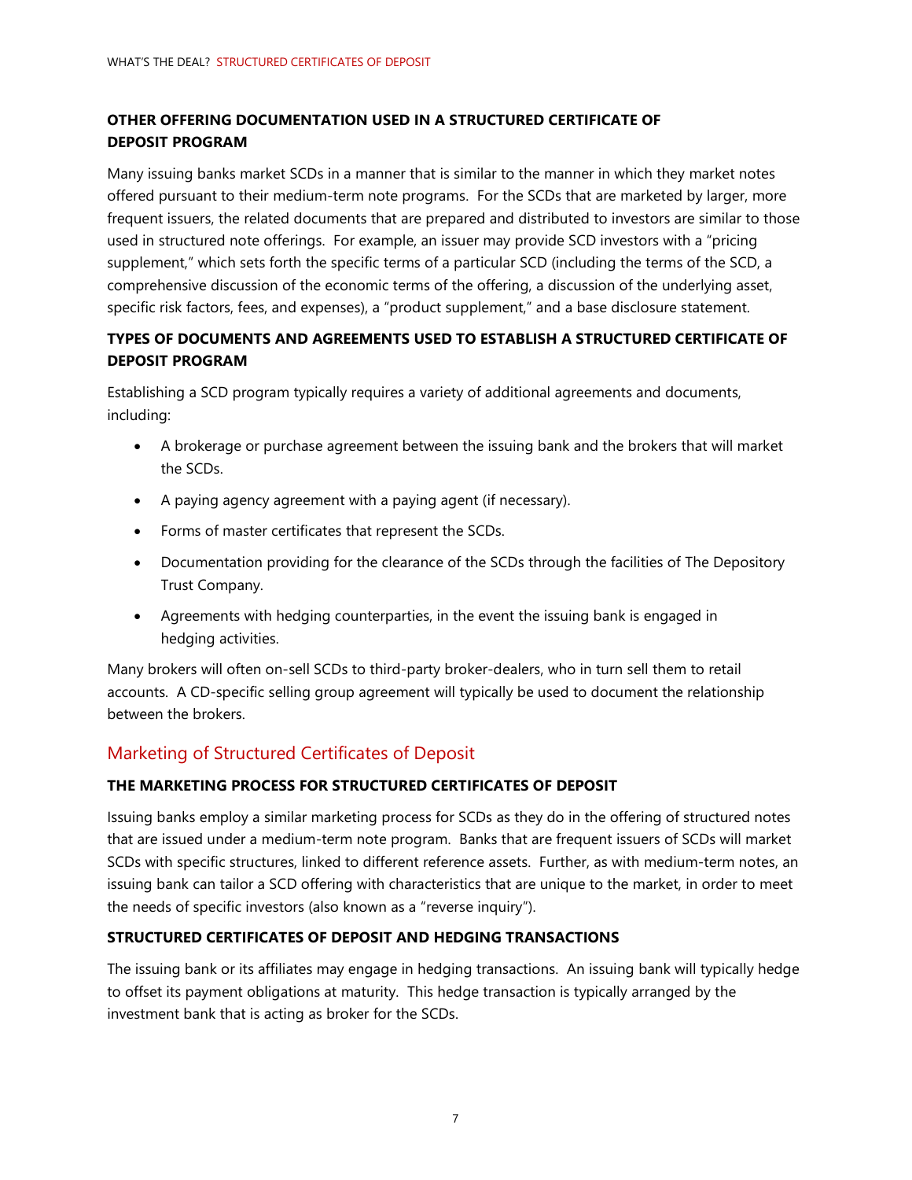### OTHER OFFERING DOCUMENTATION USED IN A STRUCTURED CERTIFICATE OF DEPOSIT PROGRAM

Many issuing banks market SCDs in a manner that is similar to the manner in which they market notes offered pursuant to their medium-term note programs. For the SCDs that are marketed by larger, more frequent issuers, the related documents that are prepared and distributed to investors are similar to those used in structured note offerings. For example, an issuer may provide SCD investors with a "pricing supplement," which sets forth the specific terms of a particular SCD (including the terms of the SCD, a comprehensive discussion of the economic terms of the offering, a discussion of the underlying asset, specific risk factors, fees, and expenses), a "product supplement," and a base disclosure statement.

### TYPES OF DOCUMENTS AND AGREEMENTS USED TO ESTABLISH A STRUCTURED CERTIFICATE OF DEPOSIT PROGRAM

Establishing a SCD program typically requires a variety of additional agreements and documents, including:

- A brokerage or purchase agreement between the issuing bank and the brokers that will market the SCDs.
- A paying agency agreement with a paying agent (if necessary).
- Forms of master certificates that represent the SCDs.
- Documentation providing for the clearance of the SCDs through the facilities of The Depository Trust Company.
- Agreements with hedging counterparties, in the event the issuing bank is engaged in hedging activities.

Many brokers will often on-sell SCDs to third-party broker-dealers, who in turn sell them to retail accounts. A CD-specific selling group agreement will typically be used to document the relationship between the brokers.

## Marketing of Structured Certificates of Deposit

### THE MARKETING PROCESS FOR STRUCTURED CERTIFICATES OF DEPOSIT

Issuing banks employ a similar marketing process for SCDs as they do in the offering of structured notes that are issued under a medium-term note program. Banks that are frequent issuers of SCDs will market SCDs with specific structures, linked to different reference assets. Further, as with medium-term notes, an issuing bank can tailor a SCD offering with characteristics that are unique to the market, in order to meet the needs of specific investors (also known as a "reverse inquiry").

### STRUCTURED CERTIFICATES OF DEPOSIT AND HEDGING TRANSACTIONS

The issuing bank or its affiliates may engage in hedging transactions. An issuing bank will typically hedge to offset its payment obligations at maturity. This hedge transaction is typically arranged by the investment bank that is acting as broker for the SCDs.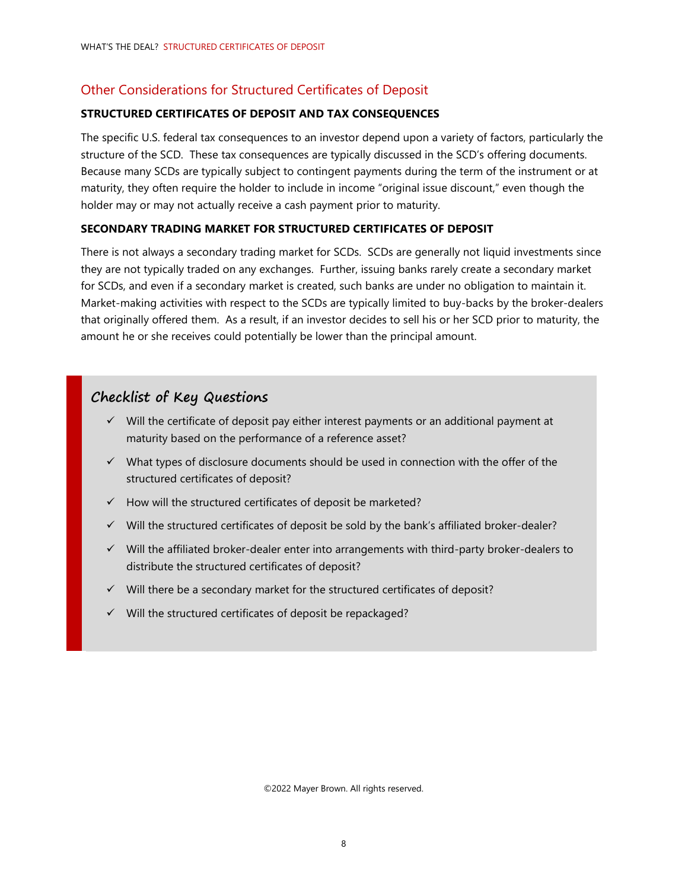## Other Considerations for Structured Certificates of Deposit

### STRUCTURED CERTIFICATES OF DEPOSIT AND TAX CONSEQUENCES

The specific U.S. federal tax consequences to an investor depend upon a variety of factors, particularly the structure of the SCD. These tax consequences are typically discussed in the SCD's offering documents. Because many SCDs are typically subject to contingent payments during the term of the instrument or at maturity, they often require the holder to include in income "original issue discount," even though the holder may or may not actually receive a cash payment prior to maturity.

### SECONDARY TRADING MARKET FOR STRUCTURED CERTIFICATES OF DEPOSIT

There is not always a secondary trading market for SCDs. SCDs are generally not liquid investments since they are not typically traded on any exchanges. Further, issuing banks rarely create a secondary market for SCDs, and even if a secondary market is created, such banks are under no obligation to maintain it. Market-making activities with respect to the SCDs are typically limited to buy-backs by the broker-dealers that originally offered them. As a result, if an investor decides to sell his or her SCD prior to maturity, the amount he or she receives could potentially be lower than the principal amount.

### Checklist of Key Questions

- ✓ Will the certificate of deposit pay either interest payments or an additional payment at maturity based on the performance of a reference asset?
- ✓ What types of disclosure documents should be used in connection with the offer of the structured certificates of deposit?
- ✓ How will the structured certificates of deposit be marketed?
- ✓ Will the structured certificates of deposit be sold by the bank's affiliated broker-dealer?
- ✓ Will the affiliated broker-dealer enter into arrangements with third-party broker-dealers to distribute the structured certificates of deposit?
- ✓ Will there be a secondary market for the structured certificates of deposit?
- ✓ Will the structured certificates of deposit be repackaged?

©2022 Mayer Brown. All rights reserved.